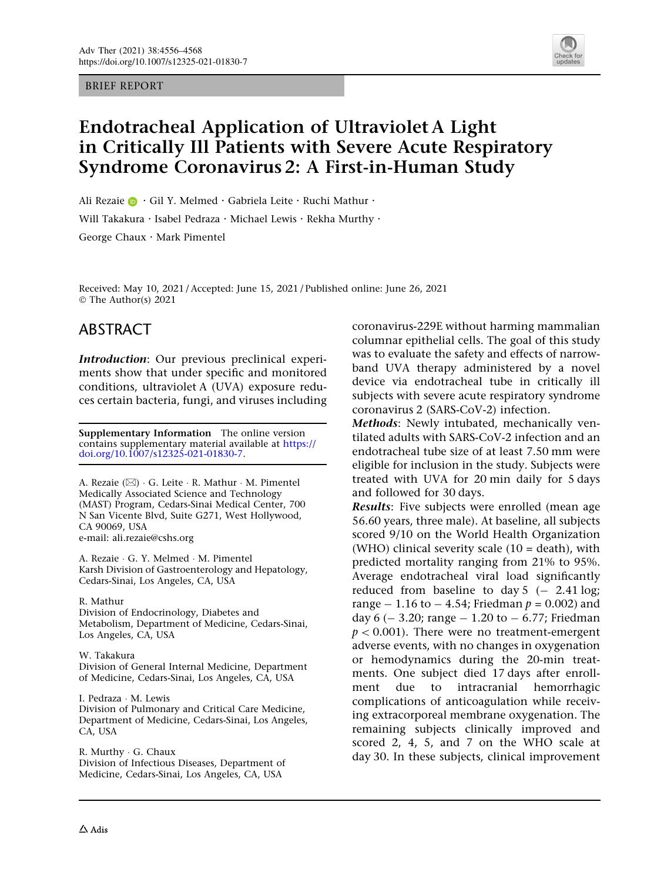BRIEF REPORT

# Endotracheal Application of Ultraviolet A Light in Critically Ill Patients with Severe Acute Respiratory Syndrome Coronavirus 2: A First-in-Human Study

Ali Rezaie · Gil Y. Melmed · Gabriela Leite · Ruchi Mathur · Will Takakura · Isabel Pedraza · Michael Lewis · Rekha Murthy · George Chaux · Mark Pimentel

Received: May 10, 2021 / Accepted: June 15, 2021 / Published online: June 26, 2021
© The Author(s) 2021

## ABSTRACT

***Introduction***: Our previous preclinical experiments show that under specific and monitored conditions, ultraviolet A (UVA) exposure reduces certain bacteria, fungi, and viruses including coronavirus-229E without harming mammalian columnar epithelial cells. The goal of this study was to evaluate the safety and effects of narrow-band UVA therapy administered by a novel device via endotracheal tube in critically ill subjects with severe acute respiratory syndrome coronavirus 2 (SARS-CoV-2) infection.

***Methods***: Newly intubated, mechanically ventilated adults with SARS-CoV-2 infection and an endotracheal tube size of at least 7.50 mm were eligible for inclusion in the study. Subjects were treated with UVA for 20 min daily for 5 days and followed for 30 days.

***Results***: Five subjects were enrolled (mean age 56.60 years, three male). At baseline, all subjects scored 9/10 on the World Health Organization (WHO) clinical severity scale (10 = death), with predicted mortality ranging from 21% to 95%. Average endotracheal viral load significantly reduced from baseline to day 5 (− 2.41 log; range − 1.16 to − 4.54; Friedman $p = 0.002$) and day 6 (− 3.20; range − 1.20 to − 6.77; Friedman $p < 0.001$). There were no treatment-emergent adverse events, with no changes in oxygenation or hemodynamics during the 20-min treatments. One subject died 17 days after enrollment due to intracranial hemorrhagic complications of anticoagulation while receiving extracorporeal membrane oxygenation. The remaining subjects clinically improved and scored 2, 4, 5, and 7 on the WHO scale at day 30. In these subjects, clinical improvement

**Supplementary Information** The online version contains supplementary material available at https://doi.org/10.1007/s12325-021-01830-7.

A. Rezaie (✉) · G. Leite · R. Mathur · M. Pimentel
Medically Associated Science and Technology (MAST) Program, Cedars-Sinai Medical Center, 700 N San Vicente Blvd, Suite G271, West Hollywood, CA 90069, USA
e-mail: ali.rezaie@cshs.org

A. Rezaie · G. Y. Melmed · M. Pimentel
Karsh Division of Gastroenterology and Hepatology, Cedars-Sinai, Los Angeles, CA, USA

R. Mathur
Division of Endocrinology, Diabetes and Metabolism, Department of Medicine, Cedars-Sinai, Los Angeles, CA, USA

W. Takakura
Division of General Internal Medicine, Department of Medicine, Cedars-Sinai, Los Angeles, CA, USA

I. Pedraza · M. Lewis
Division of Pulmonary and Critical Care Medicine, Department of Medicine, Cedars-Sinai, Los Angeles, CA, USA

R. Murthy · G. Chaux
Division of Infectious Diseases, Department of Medicine, Cedars-Sinai, Los Angeles, CA, USA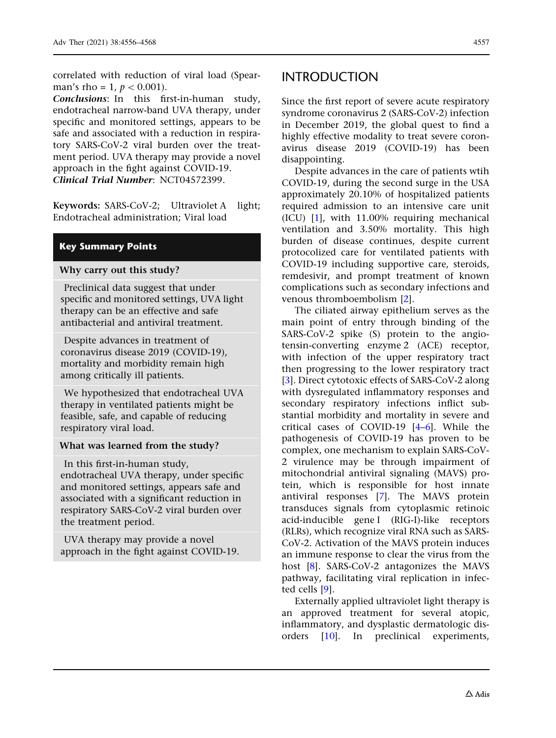correlated with reduction of viral load (Spearman's rho = 1, $p < 0.001$).

***Conclusions***: In this first-in-human study, endotracheal narrow-band UVA therapy, under specific and monitored settings, appears to be safe and associated with a reduction in respiratory SARS-CoV-2 viral burden over the treatment period. UVA therapy may provide a novel approach in the fight against COVID-19.

***Clinical Trial Number***: NCT04572399.

**Keywords:** SARS-CoV-2; Ultraviolet A light; Endotracheal administration; Viral load

## Key Summary Points

**Why carry out this study?**

Preclinical data suggest that under specific and monitored settings, UVA light therapy can be an effective and safe antibacterial and antiviral treatment.

Despite advances in treatment of coronavirus disease 2019 (COVID-19), mortality and morbidity remain high among critically ill patients.

We hypothesized that endotracheal UVA therapy in ventilated patients might be feasible, safe, and capable of reducing respiratory viral load.

**What was learned from the study?**

In this first-in-human study, endotracheal UVA therapy, under specific and monitored settings, appears safe and associated with a significant reduction in respiratory SARS-CoV-2 viral burden over the treatment period.

UVA therapy may provide a novel approach in the fight against COVID-19.

# INTRODUCTION

Since the first report of severe acute respiratory syndrome coronavirus 2 (SARS-CoV-2) infection in December 2019, the global quest to find a highly effective modality to treat severe coronavirus disease 2019 (COVID-19) has been disappointing.

Despite advances in the care of patients wtih COVID-19, during the second surge in the USA approximately 20.10% of hospitalized patients required admission to an intensive care unit (ICU) [1], with 11.00% requiring mechanical ventilation and 3.50% mortality. This high burden of disease continues, despite current protocolized care for ventilated patients with COVID-19 including supportive care, steroids, remdesivir, and prompt treatment of known complications such as secondary infections and venous thromboembolism [2].

The ciliated airway epithelium serves as the main point of entry through binding of the SARS-CoV-2 spike (S) protein to the angiotensin-converting enzyme 2 (ACE) receptor, with infection of the upper respiratory tract then progressing to the lower respiratory tract [3]. Direct cytotoxic effects of SARS-CoV-2 along with dysregulated inflammatory responses and secondary respiratory infections inflict substantial morbidity and mortality in severe and critical cases of COVID-19 [4–6]. While the pathogenesis of COVID-19 has proven to be complex, one mechanism to explain SARS-CoV-2 virulence may be through impairment of mitochondrial antiviral signaling (MAVS) protein, which is responsible for host innate antiviral responses [7]. The MAVS protein transduces signals from cytoplasmic retinoic acid-inducible gene I (RIG-I)-like receptors (RLRs), which recognize viral RNA such as SARS-CoV-2. Activation of the MAVS protein induces an immune response to clear the virus from the host [8]. SARS-CoV-2 antagonizes the MAVS pathway, facilitating viral replication in infected cells [9].

Externally applied ultraviolet light therapy is an approved treatment for several atopic, inflammatory, and dysplastic dermatologic disorders [10]. In preclinical experiments,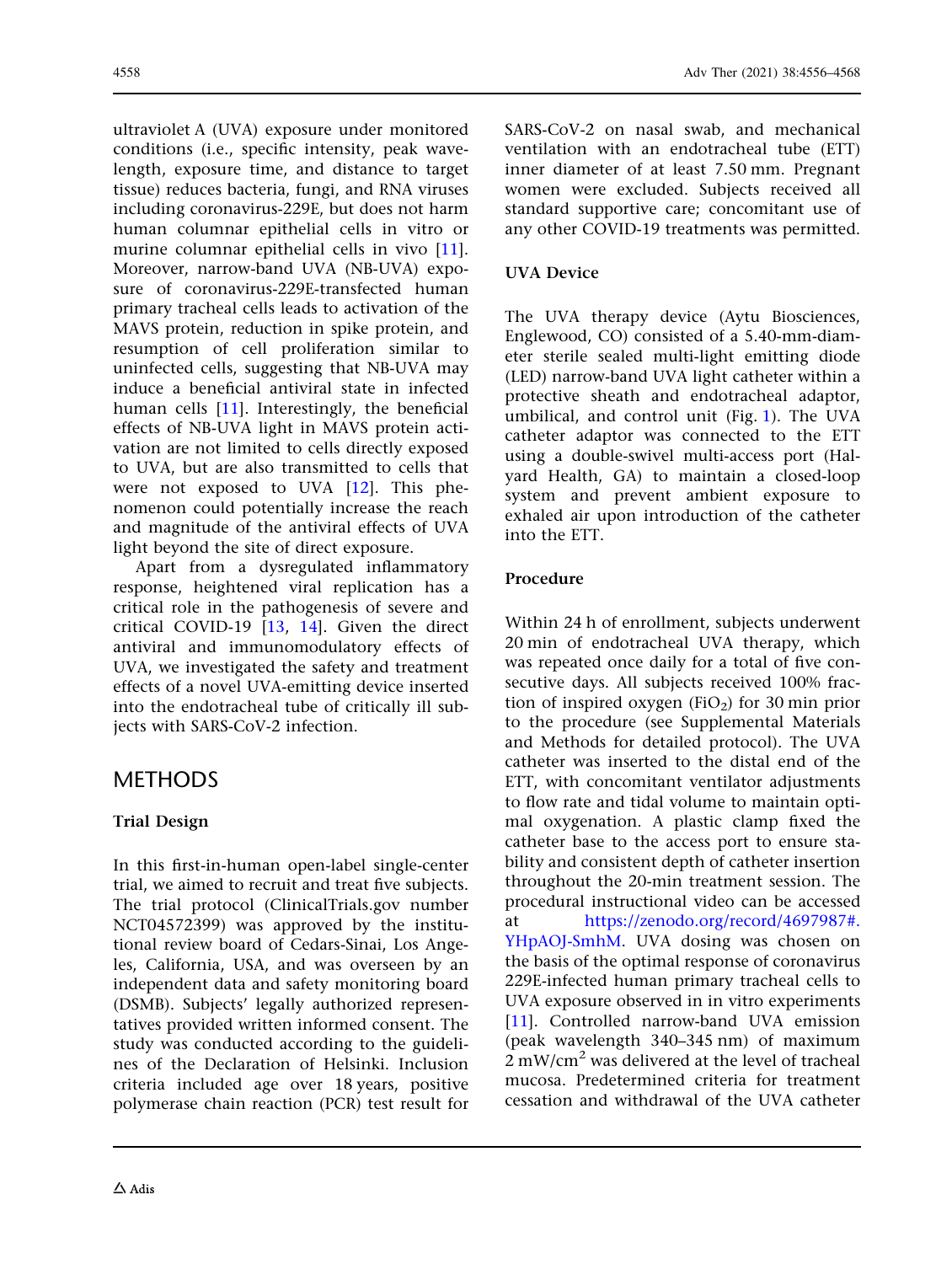ultraviolet A (UVA) exposure under monitored conditions (i.e., specific intensity, peak wavelength, exposure time, and distance to target tissue) reduces bacteria, fungi, and RNA viruses including coronavirus-229E, but does not harm human columnar epithelial cells in vitro or murine columnar epithelial cells in vivo [11]. Moreover, narrow-band UVA (NB-UVA) exposure of coronavirus-229E-transfected human primary tracheal cells leads to activation of the MAVS protein, reduction in spike protein, and resumption of cell proliferation similar to uninfected cells, suggesting that NB-UVA may induce a beneficial antiviral state in infected human cells [11]. Interestingly, the beneficial effects of NB-UVA light in MAVS protein activation are not limited to cells directly exposed to UVA, but are also transmitted to cells that were not exposed to UVA [12]. This phenomenon could potentially increase the reach and magnitude of the antiviral effects of UVA light beyond the site of direct exposure.

Apart from a dysregulated inflammatory response, heightened viral replication has a critical role in the pathogenesis of severe and critical COVID-19 [13, 14]. Given the direct antiviral and immunomodulatory effects of UVA, we investigated the safety and treatment effects of a novel UVA-emitting device inserted into the endotracheal tube of critically ill subjects with SARS-CoV-2 infection.

# METHODS

## Trial Design

In this first-in-human open-label single-center trial, we aimed to recruit and treat five subjects. The trial protocol (ClinicalTrials.gov number NCT04572399) was approved by the institutional review board of Cedars-Sinai, Los Angeles, California, USA, and was overseen by an independent data and safety monitoring board (DSMB). Subjects' legally authorized representatives provided written informed consent. The study was conducted according to the guidelines of the Declaration of Helsinki. Inclusion criteria included age over 18 years, positive polymerase chain reaction (PCR) test result for SARS-CoV-2 on nasal swab, and mechanical ventilation with an endotracheal tube (ETT) inner diameter of at least 7.50 mm. Pregnant women were excluded. Subjects received all standard supportive care; concomitant use of any other COVID-19 treatments was permitted.

## UVA Device

The UVA therapy device (Aytu Biosciences, Englewood, CO) consisted of a 5.40-mm-diameter sterile sealed multi-light emitting diode (LED) narrow-band UVA light catheter within a protective sheath and endotracheal adaptor, umbilical, and control unit (Fig. 1). The UVA catheter adaptor was connected to the ETT using a double-swivel multi-access port (Halyard Health, GA) to maintain a closed-loop system and prevent ambient exposure to exhaled air upon introduction of the catheter into the ETT.

## Procedure

Within 24 h of enrollment, subjects underwent 20 min of endotracheal UVA therapy, which was repeated once daily for a total of five consecutive days. All subjects received 100% fraction of inspired oxygen ($FiO_2$) for 30 min prior to the procedure (see Supplemental Materials and Methods for detailed protocol). The UVA catheter was inserted to the distal end of the ETT, with concomitant ventilator adjustments to flow rate and tidal volume to maintain optimal oxygenation. A plastic clamp fixed the catheter base to the access port to ensure stability and consistent depth of catheter insertion throughout the 20-min treatment session. The procedural instructional video can be accessed at https://zenodo.org/record/4697987#.YHpAOJ-SmhM. UVA dosing was chosen on the basis of the optimal response of coronavirus 229E-infected human primary tracheal cells to UVA exposure observed in in vitro experiments [11]. Controlled narrow-band UVA emission (peak wavelength 340–345 nm) of maximum 2 $mW/cm^2$ was delivered at the level of tracheal mucosa. Predetermined criteria for treatment cessation and withdrawal of the UVA catheter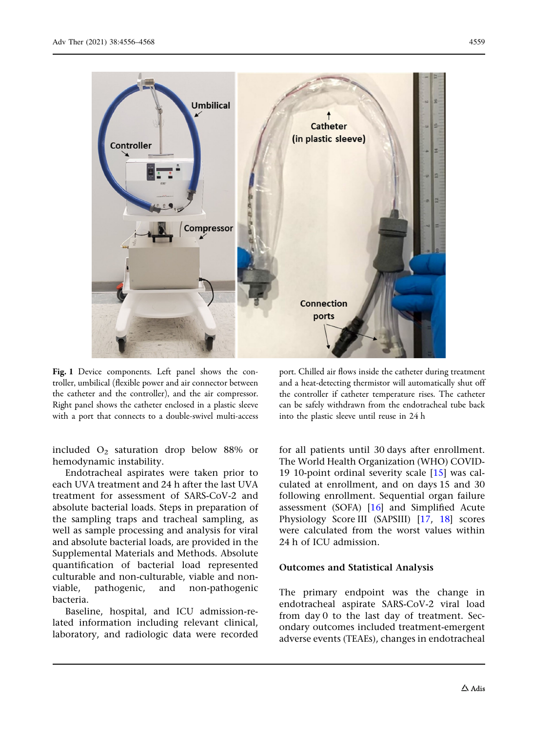Fig. 1 Device components. Left panel shows the controller, umbilical (flexible power and air connector between the catheter and the controller), and the air compressor. Right panel shows the catheter enclosed in a plastic sleeve with a port that connects to a double-swivel multi-access port. Chilled air flows inside the catheter during treatment and a heat-detecting thermistor will automatically shut off the controller if catheter temperature rises. The catheter can be safely withdrawn from the endotracheal tube back into the plastic sleeve until reuse in 24 h

included $O_2$ saturation drop below 88% or hemodynamic instability.

Endotracheal aspirates were taken prior to each UVA treatment and 24 h after the last UVA treatment for assessment of SARS-CoV-2 and absolute bacterial loads. Steps in preparation of the sampling traps and tracheal sampling, as well as sample processing and analysis for viral and absolute bacterial loads, are provided in the Supplemental Materials and Methods. Absolute quantification of bacterial load represented culturable and non-culturable, viable and non-viable, pathogenic, and non-pathogenic bacteria.

Baseline, hospital, and ICU admission-related information including relevant clinical, laboratory, and radiologic data were recorded for all patients until 30 days after enrollment. The World Health Organization (WHO) COVID-19 10-point ordinal severity scale [15] was calculated at enrollment, and on days 15 and 30 following enrollment. Sequential organ failure assessment (SOFA) [16] and Simplified Acute Physiology Score III (SAPSIII) [17, 18] scores were calculated from the worst values within 24 h of ICU admission.

### Outcomes and Statistical Analysis

The primary endpoint was the change in endotracheal aspirate SARS-CoV-2 viral load from day 0 to the last day of treatment. Secondary outcomes included treatment-emergent adverse events (TEAEs), changes in endotracheal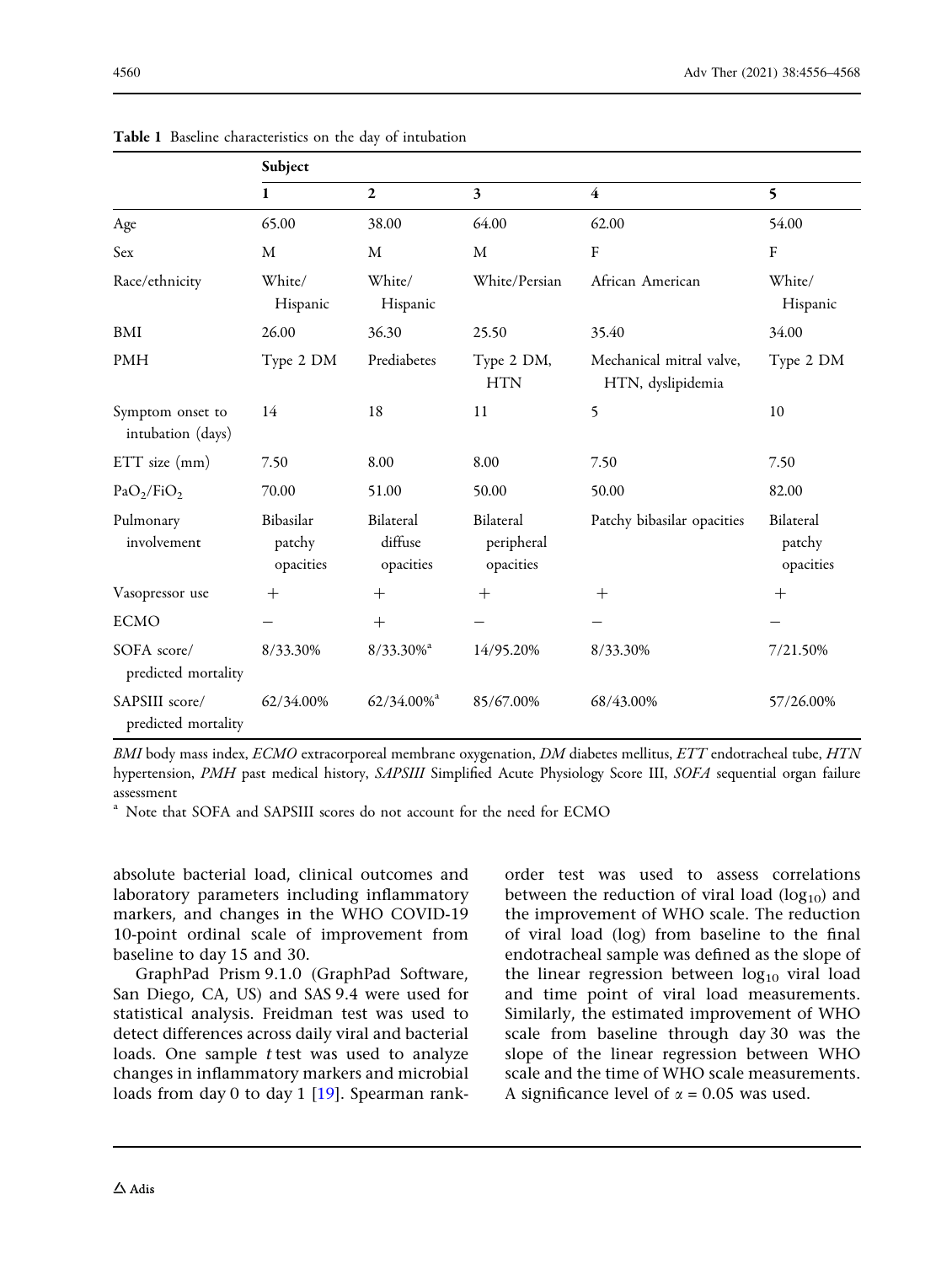**Table 1** Baseline characteristics on the day of intubation

| | Subject | | | | |
|---|---|---|---|---|---|
| | 1 | 2 | 3 | 4 | 5 |
| Age | 65.00 | 38.00 | 64.00 | 62.00 | 54.00 |
| Sex | M | M | M | F | F |
| Race/ethnicity | White/ Hispanic | White/ Hispanic | White/Persian | African American | White/ Hispanic |
| BMI | 26.00 | 36.30 | 25.50 | 35.40 | 34.00 |
| PMH | Type 2 DM | Prediabetes | Type 2 DM, HTN | Mechanical mitral valve, HTN, dyslipidemia | Type 2 DM |
| Symptom onset to intubation (days) | 14 | 18 | 11 | 5 | 10 |
| ETT size (mm) | 7.50 | 8.00 | 8.00 | 7.50 | 7.50 |
| $PaO_2/FiO_2$ | 70.00 | 51.00 | 50.00 | 50.00 | 82.00 |
| Pulmonary involvement | Bibasilar patchy opacities | Bilateral diffuse opacities | Bilateral peripheral opacities | Patchy bibasilar opacities | Bilateral patchy opacities |
| Vasopressor use | + | + | + | + | + |
| ECMO | − | + | − | − | − |
| SOFA score/ predicted mortality | 8/33.30% | 8/33.30%[a] | 14/95.20% | 8/33.30% | 7/21.50% |
| SAPSIII score/ predicted mortality | 62/34.00% | 62/34.00%[a] | 85/67.00% | 68/43.00% | 57/26.00% |

*BMI* body mass index, *ECMO* extracorporeal membrane oxygenation, *DM* diabetes mellitus, *ETT* endotracheal tube, *HTN* hypertension, *PMH* past medical history, *SAPSIII* Simplified Acute Physiology Score III, *SOFA* sequential organ failure assessment

[a] Note that SOFA and SAPSIII scores do not account for the need for ECMO

absolute bacterial load, clinical outcomes and laboratory parameters including inflammatory markers, and changes in the WHO COVID-19 10-point ordinal scale of improvement from baseline to day 15 and 30.

GraphPad Prism 9.1.0 (GraphPad Software, San Diego, CA, US) and SAS 9.4 were used for statistical analysis. Freidman test was used to detect differences across daily viral and bacterial loads. One sample *t* test was used to analyze changes in inflammatory markers and microbial loads from day 0 to day 1 [19]. Spearman rank-order test was used to assess correlations between the reduction of viral load ($\log_{10}$) and the improvement of WHO scale. The reduction of viral load (log) from baseline to the final endotracheal sample was defined as the slope of the linear regression between $\log_{10}$ viral load and time point of viral load measurements. Similarly, the estimated improvement of WHO scale from baseline through day 30 was the slope of the linear regression between WHO scale and the time of WHO scale measurements. A significance level of $\alpha = 0.05$ was used.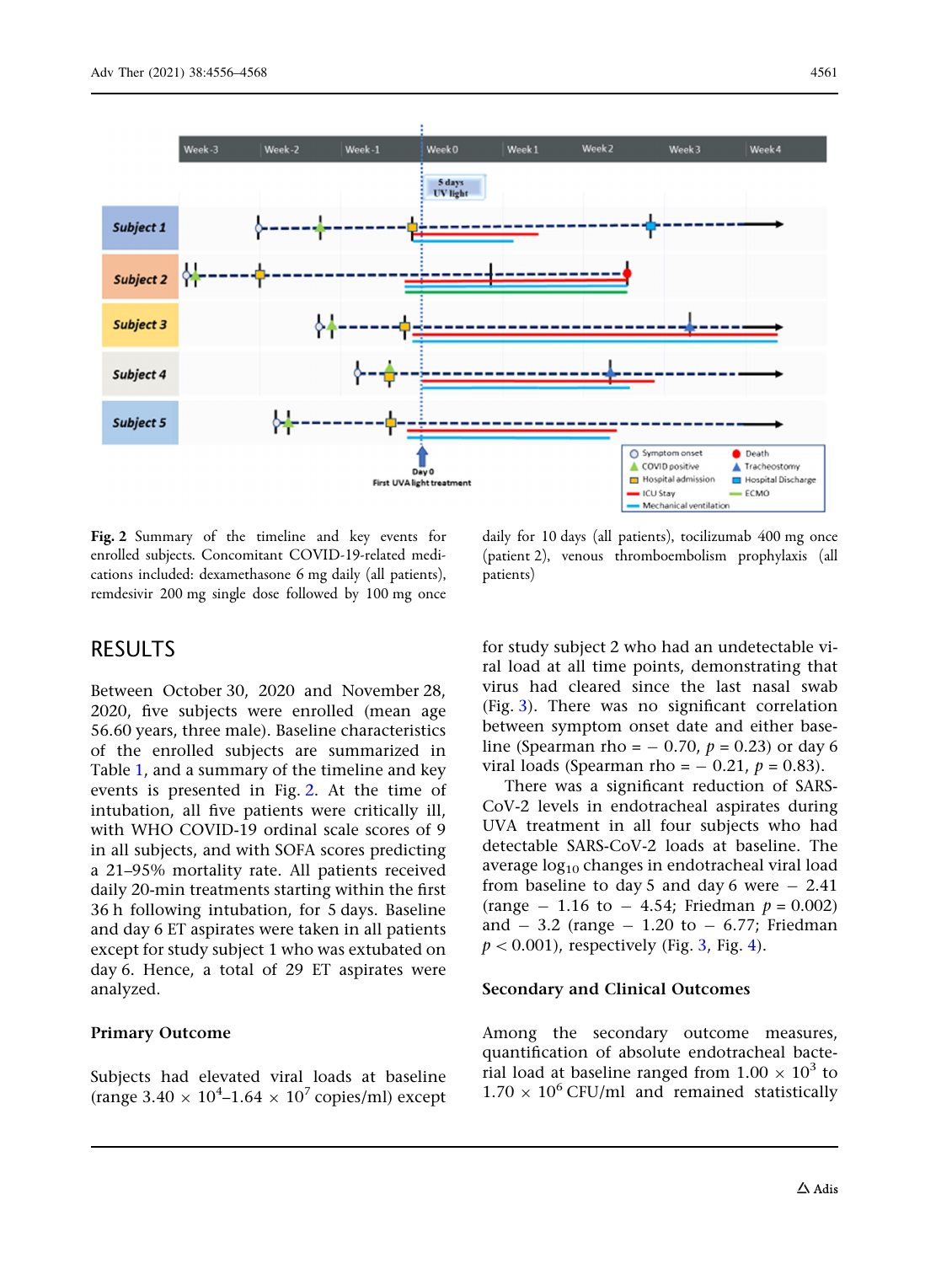**Fig. 2** Summary of the timeline and key events for enrolled subjects. Concomitant COVID-19-related medications included: dexamethasone 6 mg daily (all patients), remdesivir 200 mg single dose followed by 100 mg once daily for 10 days (all patients), tocilizumab 400 mg once (patient 2), venous thromboembolism prophylaxis (all patients)

## RESULTS

Between October 30, 2020 and November 28, 2020, five subjects were enrolled (mean age 56.60 years, three male). Baseline characteristics of the enrolled subjects are summarized in Table 1, and a summary of the timeline and key events is presented in Fig. 2. At the time of intubation, all five patients were critically ill, with WHO COVID-19 ordinal scale scores of 9 in all subjects, and with SOFA scores predicting a 21–95% mortality rate. All patients received daily 20-min treatments starting within the first 36 h following intubation, for 5 days. Baseline and day 6 ET aspirates were taken in all patients except for study subject 1 who was extubated on day 6. Hence, a total of 29 ET aspirates were analyzed.

### Primary Outcome

Subjects had elevated viral loads at baseline (range $3.40 \times 10^4$–$1.64 \times 10^7$ copies/ml) except for study subject 2 who had an undetectable viral load at all time points, demonstrating that virus had cleared since the last nasal swab (Fig. 3). There was no significant correlation between symptom onset date and either baseline (Spearman rho = − 0.70, $p = 0.23$) or day 6 viral loads (Spearman rho = − 0.21, $p = 0.83$).

There was a significant reduction of SARS-CoV-2 levels in endotracheal aspirates during UVA treatment in all four subjects who had detectable SARS-CoV-2 loads at baseline. The average $\log_{10}$ changes in endotracheal viral load from baseline to day 5 and day 6 were − 2.41 (range − 1.16 to − 4.54; Friedman $p = 0.002$) and − 3.2 (range − 1.20 to − 6.77; Friedman $p < 0.001$), respectively (Fig. 3, Fig. 4).

### Secondary and Clinical Outcomes

Among the secondary outcome measures, quantification of absolute endotracheal bacterial load at baseline ranged from $1.00 \times 10^3$ to $1.70 \times 10^6$ CFU/ml and remained statistically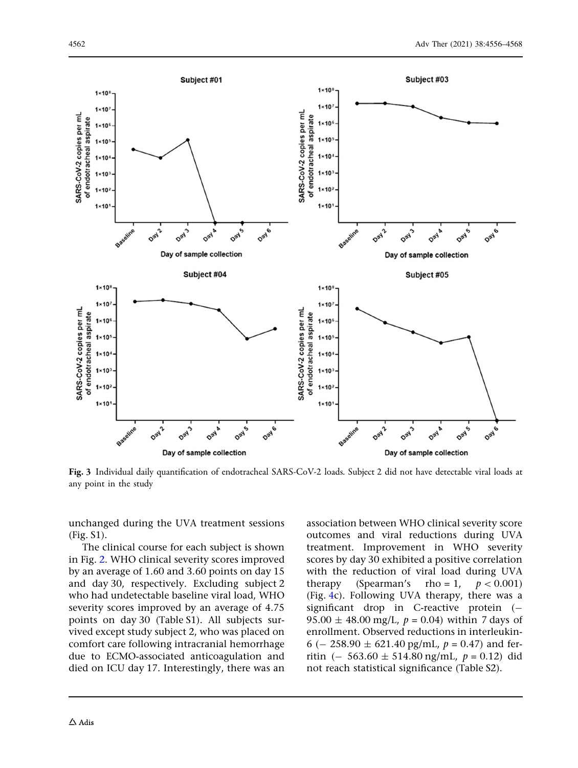Fig. 3 Individual daily quantification of endotracheal SARS-CoV-2 loads. Subject 2 did not have detectable viral loads at any point in the study

unchanged during the UVA treatment sessions (Fig. S1).

The clinical course for each subject is shown in Fig. 2. WHO clinical severity scores improved by an average of 1.60 and 3.60 points on day 15 and day 30, respectively. Excluding subject 2 who had undetectable baseline viral load, WHO severity scores improved by an average of 4.75 points on day 30 (Table S1). All subjects survived except study subject 2, who was placed on comfort care following intracranial hemorrhage due to ECMO-associated anticoagulation and died on ICU day 17. Interestingly, there was an association between WHO clinical severity score outcomes and viral reductions during UVA treatment. Improvement in WHO severity scores by day 30 exhibited a positive correlation with the reduction of viral load during UVA therapy (Spearman's rho = 1, $p < 0.001$) (Fig. 4c). Following UVA therapy, there was a significant drop in C-reactive protein ($-$ 95.00 $\pm$ 48.00 mg/L, $p = 0.04$) within 7 days of enrollment. Observed reductions in interleukin-6 ($-$ 258.90 $\pm$ 621.40 pg/mL, $p = 0.47$) and ferritin ($-$ 563.60 $\pm$ 514.80 ng/mL, $p = 0.12$) did not reach statistical significance (Table S2).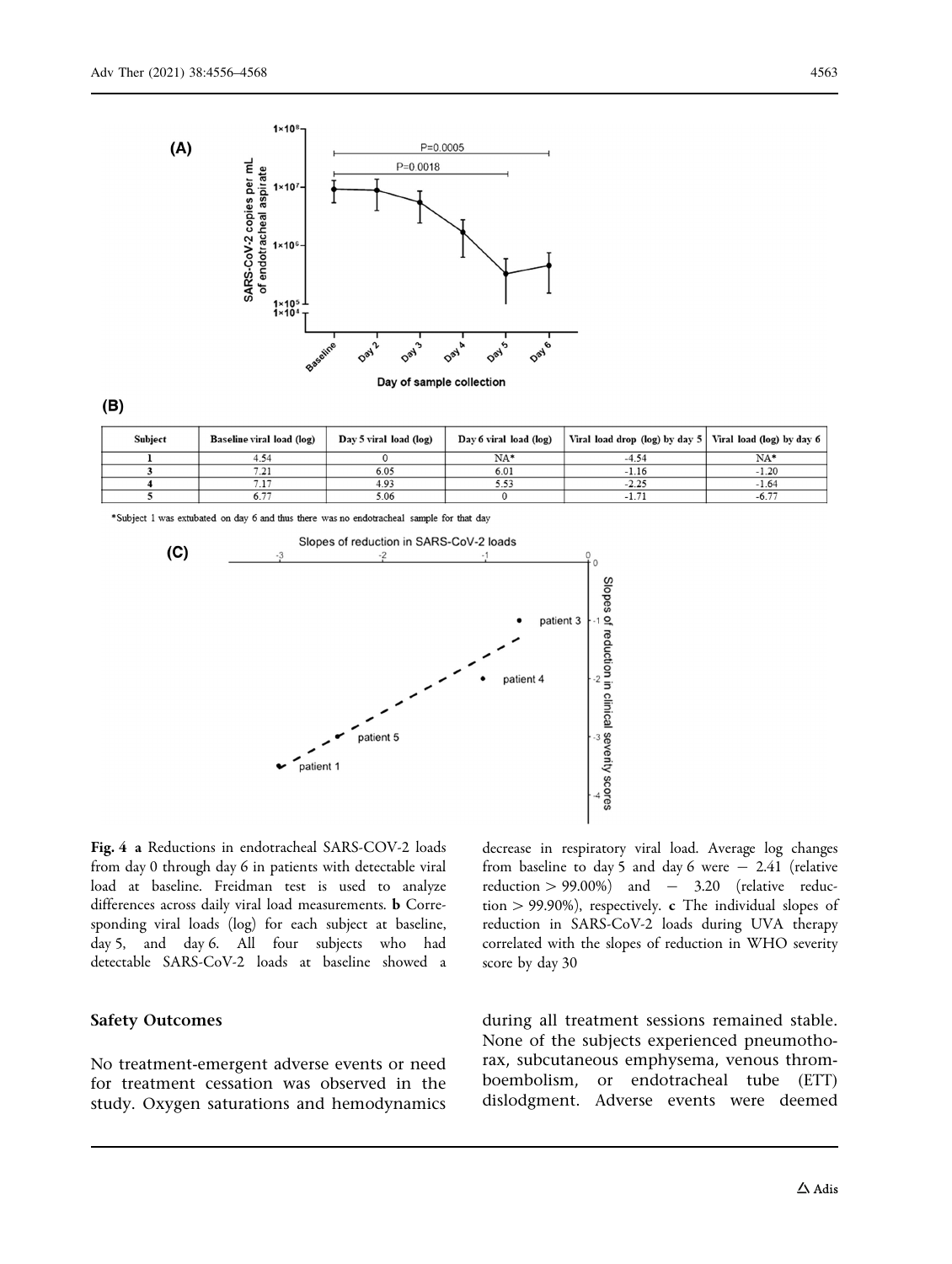(A)

(B)

| Subject | Baseline viral load (log) | Day 5 viral load (log) | Day 6 viral load (log) | Viral load drop (log) by day 5 | Viral load (log) by day 6 |
|---|---|---|---|---|---|
| 1 | 4.54 | 0 | NA* | -4.54 | NA* |
| 3 | 7.21 | 6.05 | 6.01 | -1.16 | -1.20 |
| 4 | 7.17 | 4.93 | 5.53 | -2.25 | -1.64 |
| 5 | 6.77 | 5.06 | 0 | -1.71 | -6.77 |

*Subject 1 was extubated on day 6 and thus there was no endotracheal sample for that day

(C)

**Fig. 4** **a** Reductions in endotracheal SARS-COV-2 loads from day 0 through day 6 in patients with detectable viral load at baseline. Freidman test is used to analyze differences across daily viral load measurements. **b** Corresponding viral loads (log) for each subject at baseline, day 5, and day 6. All four subjects who had detectable SARS-CoV-2 loads at baseline showed a decrease in respiratory viral load. Average log changes from baseline to day 5 and day 6 were − 2.41 (relative reduction > 99.00%) and − 3.20 (relative reduction > 99.90%), respectively. **c** The individual slopes of reduction in SARS-CoV-2 loads during UVA therapy correlated with the slopes of reduction in WHO severity score by day 30

### Safety Outcomes

No treatment-emergent adverse events or need for treatment cessation was observed in the study. Oxygen saturations and hemodynamics during all treatment sessions remained stable. None of the subjects experienced pneumothorax, subcutaneous emphysema, venous thromboembolism, or endotracheal tube (ETT) dislodgment. Adverse events were deemed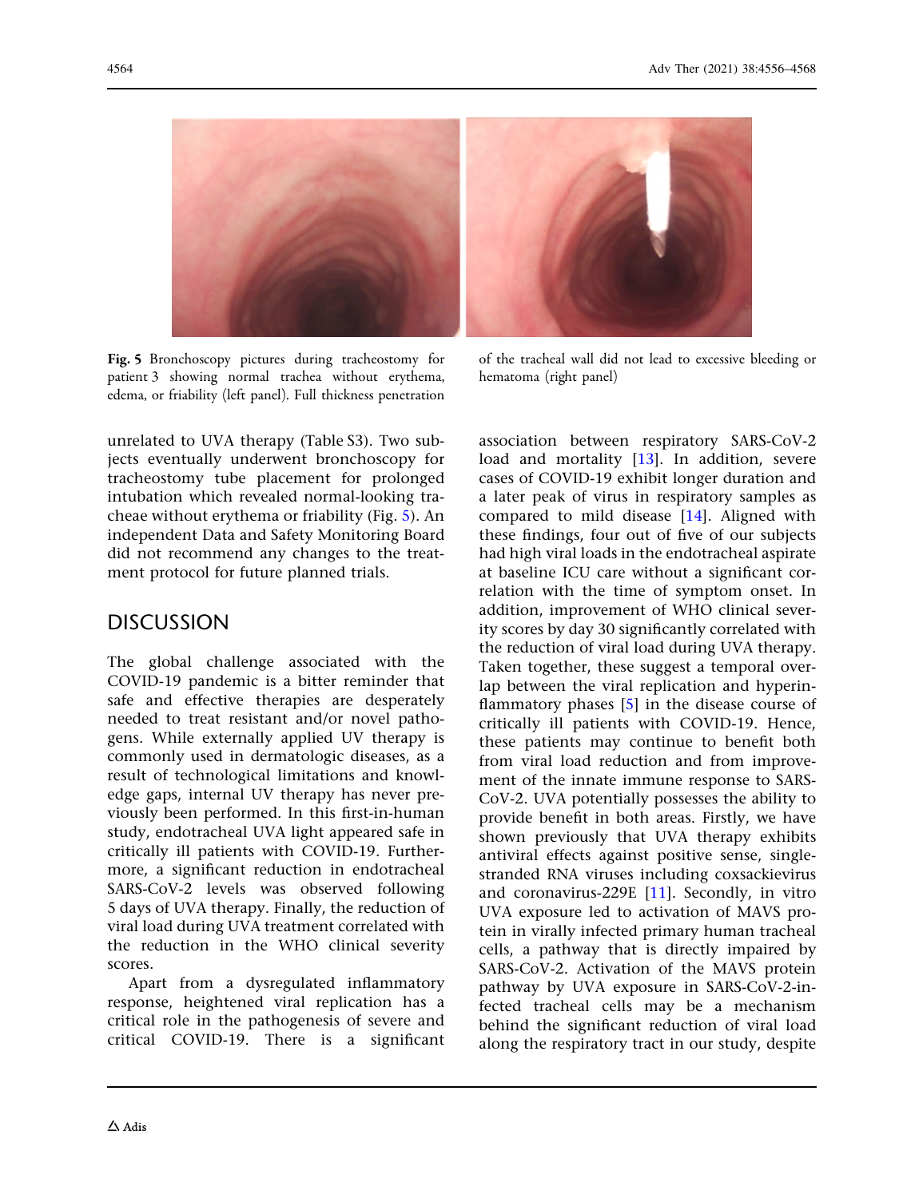**Fig. 5** Bronchoscopy pictures during tracheostomy for patient 3 showing normal trachea without erythema, edema, or friability (left panel). Full thickness penetration of the tracheal wall did not lead to excessive bleeding or hematoma (right panel)

unrelated to UVA therapy (Table S3). Two subjects eventually underwent bronchoscopy for tracheostomy tube placement for prolonged intubation which revealed normal-looking tracheae without erythema or friability (Fig. 5). An independent Data and Safety Monitoring Board did not recommend any changes to the treatment protocol for future planned trials.

## DISCUSSION

The global challenge associated with the COVID-19 pandemic is a bitter reminder that safe and effective therapies are desperately needed to treat resistant and/or novel pathogens. While externally applied UV therapy is commonly used in dermatologic diseases, as a result of technological limitations and knowledge gaps, internal UV therapy has never previously been performed. In this first-in-human study, endotracheal UVA light appeared safe in critically ill patients with COVID-19. Furthermore, a significant reduction in endotracheal SARS-CoV-2 levels was observed following 5 days of UVA therapy. Finally, the reduction of viral load during UVA treatment correlated with the reduction in the WHO clinical severity scores.

Apart from a dysregulated inflammatory response, heightened viral replication has a critical role in the pathogenesis of severe and critical COVID-19. There is a significant association between respiratory SARS-CoV-2 load and mortality [13]. In addition, severe cases of COVID-19 exhibit longer duration and a later peak of virus in respiratory samples as compared to mild disease [14]. Aligned with these findings, four out of five of our subjects had high viral loads in the endotracheal aspirate at baseline ICU care without a significant correlation with the time of symptom onset. In addition, improvement of WHO clinical severity scores by day 30 significantly correlated with the reduction of viral load during UVA therapy. Taken together, these suggest a temporal overlap between the viral replication and hyperinflammatory phases [5] in the disease course of critically ill patients with COVID-19. Hence, these patients may continue to benefit both from viral load reduction and from improvement of the innate immune response to SARS-CoV-2. UVA potentially possesses the ability to provide benefit in both areas. Firstly, we have shown previously that UVA therapy exhibits antiviral effects against positive sense, single-stranded RNA viruses including coxsackievirus and coronavirus-229E [11]. Secondly, in vitro UVA exposure led to activation of MAVS protein in virally infected primary human tracheal cells, a pathway that is directly impaired by SARS-CoV-2. Activation of the MAVS protein pathway by UVA exposure in SARS-CoV-2-infected tracheal cells may be a mechanism behind the significant reduction of viral load along the respiratory tract in our study, despite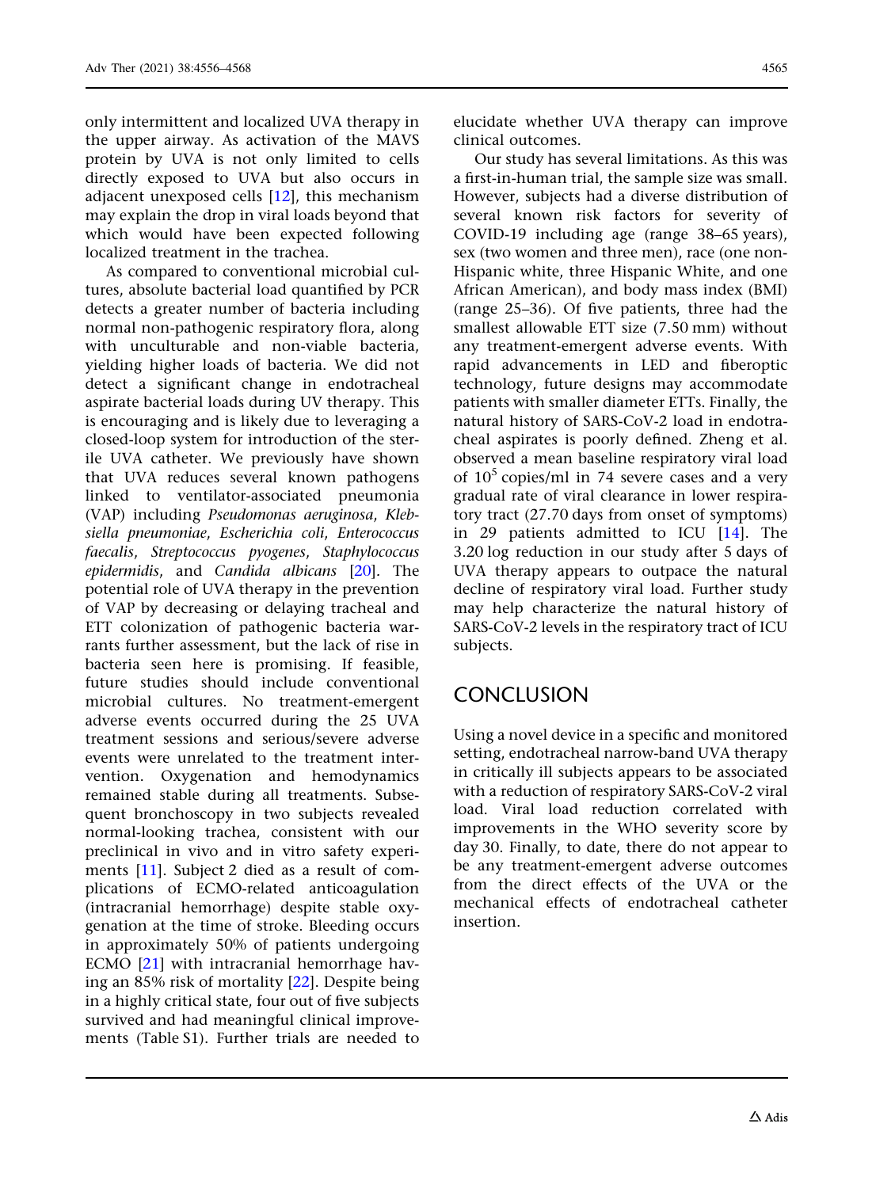only intermittent and localized UVA therapy in the upper airway. As activation of the MAVS protein by UVA is not only limited to cells directly exposed to UVA but also occurs in adjacent unexposed cells [12], this mechanism may explain the drop in viral loads beyond that which would have been expected following localized treatment in the trachea.

As compared to conventional microbial cultures, absolute bacterial load quantified by PCR detects a greater number of bacteria including normal non-pathogenic respiratory flora, along with unculturable and non-viable bacteria, yielding higher loads of bacteria. We did not detect a significant change in endotracheal aspirate bacterial loads during UV therapy. This is encouraging and is likely due to leveraging a closed-loop system for introduction of the sterile UVA catheter. We previously have shown that UVA reduces several known pathogens linked to ventilator-associated pneumonia (VAP) including *Pseudomonas aeruginosa*, *Klebsiella pneumoniae*, *Escherichia coli*, *Enterococcus faecalis*, *Streptococcus pyogenes*, *Staphylococcus epidermidis*, and *Candida albicans* [20]. The potential role of UVA therapy in the prevention of VAP by decreasing or delaying tracheal and ETT colonization of pathogenic bacteria warrants further assessment, but the lack of rise in bacteria seen here is promising. If feasible, future studies should include conventional microbial cultures. No treatment-emergent adverse events occurred during the 25 UVA treatment sessions and serious/severe adverse events were unrelated to the treatment intervention. Oxygenation and hemodynamics remained stable during all treatments. Subsequent bronchoscopy in two subjects revealed normal-looking trachea, consistent with our preclinical in vivo and in vitro safety experiments [11]. Subject 2 died as a result of complications of ECMO-related anticoagulation (intracranial hemorrhage) despite stable oxygenation at the time of stroke. Bleeding occurs in approximately 50% of patients undergoing ECMO [21] with intracranial hemorrhage having an 85% risk of mortality [22]. Despite being in a highly critical state, four out of five subjects survived and had meaningful clinical improvements (Table S1). Further trials are needed to elucidate whether UVA therapy can improve clinical outcomes.

Our study has several limitations. As this was a first-in-human trial, the sample size was small. However, subjects had a diverse distribution of several known risk factors for severity of COVID-19 including age (range 38–65 years), sex (two women and three men), race (one non-Hispanic white, three Hispanic White, and one African American), and body mass index (BMI) (range 25–36). Of five patients, three had the smallest allowable ETT size (7.50 mm) without any treatment-emergent adverse events. With rapid advancements in LED and fiberoptic technology, future designs may accommodate patients with smaller diameter ETTs. Finally, the natural history of SARS-CoV-2 load in endotracheal aspirates is poorly defined. Zheng et al. observed a mean baseline respiratory viral load of $10^5$ copies/ml in 74 severe cases and a very gradual rate of viral clearance in lower respiratory tract (27.70 days from onset of symptoms) in 29 patients admitted to ICU [14]. The 3.20 log reduction in our study after 5 days of UVA therapy appears to outpace the natural decline of respiratory viral load. Further study may help characterize the natural history of SARS-CoV-2 levels in the respiratory tract of ICU subjects.

## CONCLUSION

Using a novel device in a specific and monitored setting, endotracheal narrow-band UVA therapy in critically ill subjects appears to be associated with a reduction of respiratory SARS-CoV-2 viral load. Viral load reduction correlated with improvements in the WHO severity score by day 30. Finally, to date, there do not appear to be any treatment-emergent adverse outcomes from the direct effects of the UVA or the mechanical effects of endotracheal catheter insertion.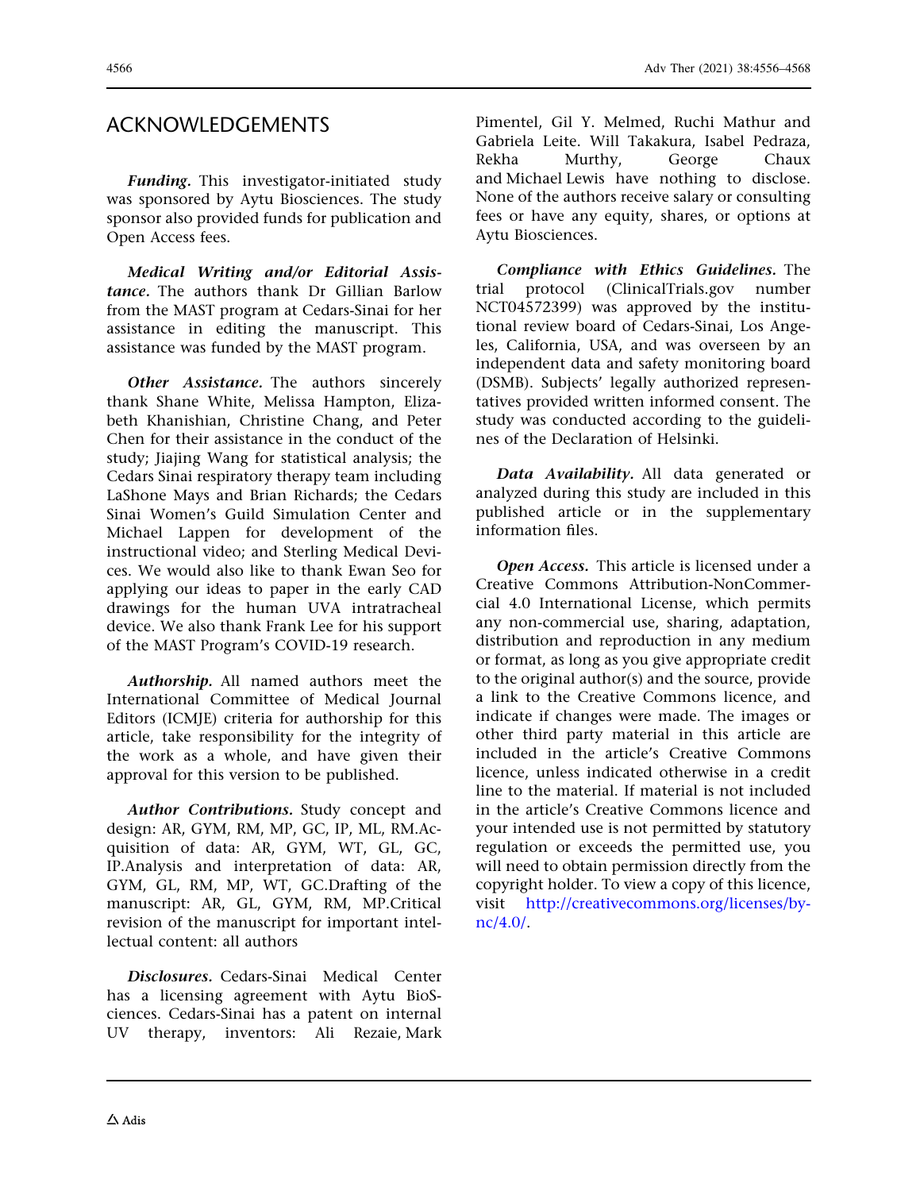## ACKNOWLEDGEMENTS

***Funding.*** This investigator-initiated study was sponsored by Aytu Biosciences. The study sponsor also provided funds for publication and Open Access fees.

***Medical Writing and/or Editorial Assistance.*** The authors thank Dr Gillian Barlow from the MAST program at Cedars-Sinai for her assistance in editing the manuscript. This assistance was funded by the MAST program.

***Other Assistance.*** The authors sincerely thank Shane White, Melissa Hampton, Elizabeth Khanishian, Christine Chang, and Peter Chen for their assistance in the conduct of the study; Jiajing Wang for statistical analysis; the Cedars Sinai respiratory therapy team including LaShone Mays and Brian Richards; the Cedars Sinai Women's Guild Simulation Center and Michael Lappen for development of the instructional video; and Sterling Medical Devices. We would also like to thank Ewan Seo for applying our ideas to paper in the early CAD drawings for the human UVA intratracheal device. We also thank Frank Lee for his support of the MAST Program's COVID-19 research.

***Authorship.*** All named authors meet the International Committee of Medical Journal Editors (ICMJE) criteria for authorship for this article, take responsibility for the integrity of the work as a whole, and have given their approval for this version to be published.

***Author Contributions.*** Study concept and design: AR, GYM, RM, MP, GC, IP, ML, RM.Acquisition of data: AR, GYM, WT, GL, GC, IP.Analysis and interpretation of data: AR, GYM, GL, RM, MP, WT, GC.Drafting of the manuscript: AR, GL, GYM, RM, MP.Critical revision of the manuscript for important intellectual content: all authors

***Disclosures.*** Cedars-Sinai Medical Center has a licensing agreement with Aytu BioSciences. Cedars-Sinai has a patent on internal UV therapy, inventors: Ali Rezaie, Mark Pimentel, Gil Y. Melmed, Ruchi Mathur and Gabriela Leite. Will Takakura, Isabel Pedraza, Rekha Murthy, George Chaux and Michael Lewis have nothing to disclose. None of the authors receive salary or consulting fees or have any equity, shares, or options at Aytu Biosciences.

***Compliance with Ethics Guidelines.*** The trial protocol (ClinicalTrials.gov number NCT04572399) was approved by the institutional review board of Cedars-Sinai, Los Angeles, California, USA, and was overseen by an independent data and safety monitoring board (DSMB). Subjects' legally authorized representatives provided written informed consent. The study was conducted according to the guidelines of the Declaration of Helsinki.

***Data Availability.*** All data generated or analyzed during this study are included in this published article or in the supplementary information files.

***Open Access.*** This article is licensed under a Creative Commons Attribution-NonCommercial 4.0 International License, which permits any non-commercial use, sharing, adaptation, distribution and reproduction in any medium or format, as long as you give appropriate credit to the original author(s) and the source, provide a link to the Creative Commons licence, and indicate if changes were made. The images or other third party material in this article are included in the article's Creative Commons licence, unless indicated otherwise in a credit line to the material. If material is not included in the article's Creative Commons licence and your intended use is not permitted by statutory regulation or exceeds the permitted use, you will need to obtain permission directly from the copyright holder. To view a copy of this licence, visit http://creativecommons.org/licenses/by-nc/4.0/.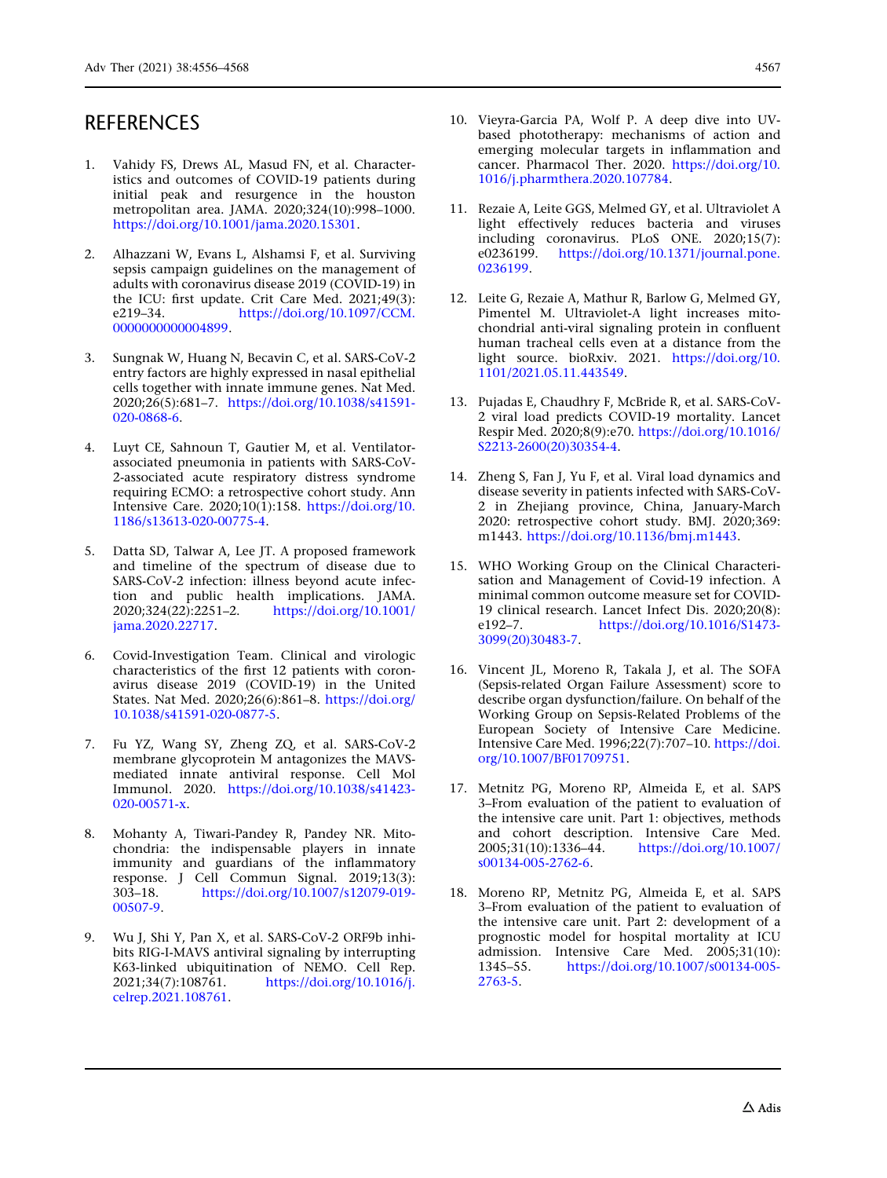## REFERENCES

1. Vahidy FS, Drews AL, Masud FN, et al. Characteristics and outcomes of COVID-19 patients during initial peak and resurgence in the houston metropolitan area. JAMA. 2020;324(10):998–1000. https://doi.org/10.1001/jama.2020.15301.

2. Alhazzani W, Evans L, Alshamsi F, et al. Surviving sepsis campaign guidelines on the management of adults with coronavirus disease 2019 (COVID-19) in the ICU: first update. Crit Care Med. 2021;49(3): e219–34. https://doi.org/10.1097/CCM.0000000000004899.

3. Sungnak W, Huang N, Becavin C, et al. SARS-CoV-2 entry factors are highly expressed in nasal epithelial cells together with innate immune genes. Nat Med. 2020;26(5):681–7. https://doi.org/10.1038/s41591-020-0868-6.

4. Luyt CE, Sahnoun T, Gautier M, et al. Ventilator-associated pneumonia in patients with SARS-CoV-2-associated acute respiratory distress syndrome requiring ECMO: a retrospective cohort study. Ann Intensive Care. 2020;10(1):158. https://doi.org/10.1186/s13613-020-00775-4.

5. Datta SD, Talwar A, Lee JT. A proposed framework and timeline of the spectrum of disease due to SARS-CoV-2 infection: illness beyond acute infection and public health implications. JAMA. 2020;324(22):2251–2. https://doi.org/10.1001/jama.2020.22717.

6. Covid-Investigation Team. Clinical and virologic characteristics of the first 12 patients with coronavirus disease 2019 (COVID-19) in the United States. Nat Med. 2020;26(6):861–8. https://doi.org/10.1038/s41591-020-0877-5.

7. Fu YZ, Wang SY, Zheng ZQ, et al. SARS-CoV-2 membrane glycoprotein M antagonizes the MAVS-mediated innate antiviral response. Cell Mol Immunol. 2020. https://doi.org/10.1038/s41423-020-00571-x.

8. Mohanty A, Tiwari-Pandey R, Pandey NR. Mitochondria: the indispensable players in innate immunity and guardians of the inflammatory response. J Cell Commun Signal. 2019;13(3): 303–18. https://doi.org/10.1007/s12079-019-00507-9.

9. Wu J, Shi Y, Pan X, et al. SARS-CoV-2 ORF9b inhibits RIG-I-MAVS antiviral signaling by interrupting K63-linked ubiquitination of NEMO. Cell Rep. 2021;34(7):108761. https://doi.org/10.1016/j.celrep.2021.108761.

10. Vieyra-Garcia PA, Wolf P. A deep dive into UV-based phototherapy: mechanisms of action and emerging molecular targets in inflammation and cancer. Pharmacol Ther. 2020. https://doi.org/10.1016/j.pharmthera.2020.107784.

11. Rezaie A, Leite GGS, Melmed GY, et al. Ultraviolet A light effectively reduces bacteria and viruses including coronavirus. PLoS ONE. 2020;15(7): e0236199. https://doi.org/10.1371/journal.pone.0236199.

12. Leite G, Rezaie A, Mathur R, Barlow G, Melmed GY, Pimentel M. Ultraviolet-A light increases mitochondrial anti-viral signaling protein in confluent human tracheal cells even at a distance from the light source. bioRxiv. 2021. https://doi.org/10.1101/2021.05.11.443549.

13. Pujadas E, Chaudhry F, McBride R, et al. SARS-CoV-2 viral load predicts COVID-19 mortality. Lancet Respir Med. 2020;8(9):e70. https://doi.org/10.1016/S2213-2600(20)30354-4.

14. Zheng S, Fan J, Yu F, et al. Viral load dynamics and disease severity in patients infected with SARS-CoV-2 in Zhejiang province, China, January-March 2020: retrospective cohort study. BMJ. 2020;369: m1443. https://doi.org/10.1136/bmj.m1443.

15. WHO Working Group on the Clinical Characterisation and Management of Covid-19 infection. A minimal common outcome measure set for COVID-19 clinical research. Lancet Infect Dis. 2020;20(8): e192–7. https://doi.org/10.1016/S1473-3099(20)30483-7.

16. Vincent JL, Moreno R, Takala J, et al. The SOFA (Sepsis-related Organ Failure Assessment) score to describe organ dysfunction/failure. On behalf of the Working Group on Sepsis-Related Problems of the European Society of Intensive Care Medicine. Intensive Care Med. 1996;22(7):707–10. https://doi.org/10.1007/BF01709751.

17. Metnitz PG, Moreno RP, Almeida E, et al. SAPS 3–From evaluation of the patient to evaluation of the intensive care unit. Part 1: objectives, methods and cohort description. Intensive Care Med. 2005;31(10):1336–44. https://doi.org/10.1007/s00134-005-2762-6.

18. Moreno RP, Metnitz PG, Almeida E, et al. SAPS 3–From evaluation of the patient to evaluation of the intensive care unit. Part 2: development of a prognostic model for hospital mortality at ICU admission. Intensive Care Med. 2005;31(10): 1345–55. https://doi.org/10.1007/s00134-005-2763-5.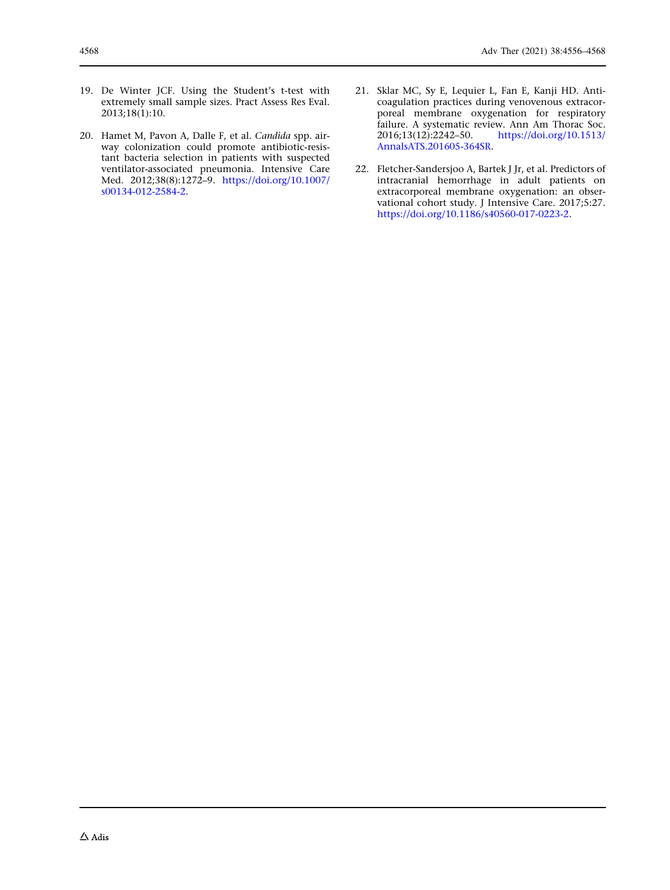19. De Winter JCF. Using the Student's t-test with extremely small sample sizes. Pract Assess Res Eval. 2013;18(1):10.

20. Hamet M, Pavon A, Dalle F, et al. *Candida* spp. airway colonization could promote antibiotic-resistant bacteria selection in patients with suspected ventilator-associated pneumonia. Intensive Care Med. 2012;38(8):1272–9. https://doi.org/10.1007/s00134-012-2584-2.

21. Sklar MC, Sy E, Lequier L, Fan E, Kanji HD. Anticoagulation practices during venovenous extracorporeal membrane oxygenation for respiratory failure. A systematic review. Ann Am Thorac Soc. 2016;13(12):2242–50. https://doi.org/10.1513/AnnalsATS.201605-364SR.

22. Fletcher-Sandersjoo A, Bartek J Jr, et al. Predictors of intracranial hemorrhage in adult patients on extracorporeal membrane oxygenation: an observational cohort study. J Intensive Care. 2017;5:27. https://doi.org/10.1186/s40560-017-0223-2.